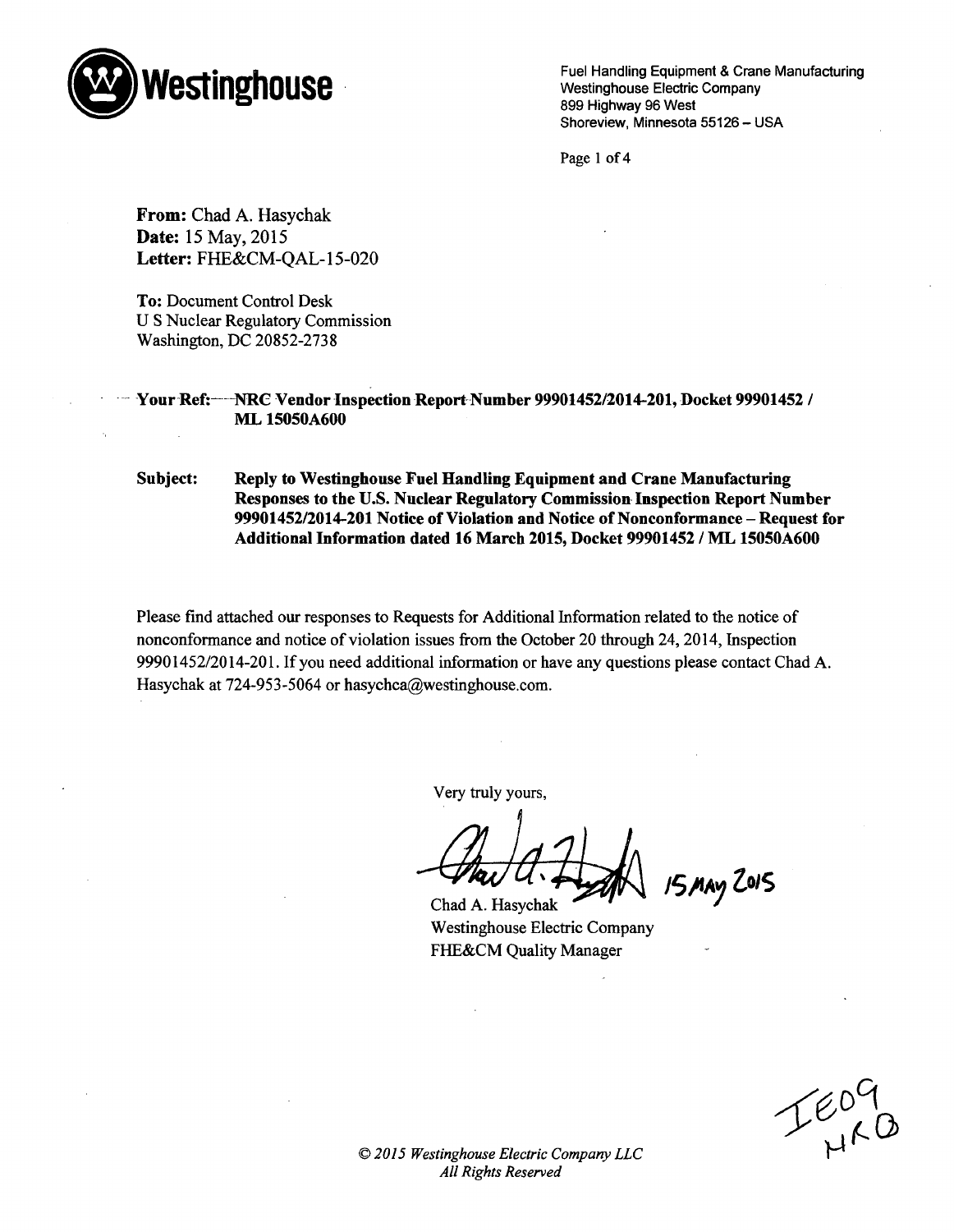**Westinghouse**

Fuel Handling Equipment & Crane Manufacturing
Westinghouse Electric Company
899 Highway 96 West
Shoreview, Minnesota 55126 – USA

**From:** Chad A. Hasychak
**Date:** 15 May, 2015
**Letter:** FHE&CM-QAL-15-020

**To:** Document Control Desk
U S Nuclear Regulatory Commission
Washington, DC 20852-2738

**Your Ref: NRC Vendor Inspection Report Number 99901452/2014-201, Docket 99901452 / ML 15050A600**

**Subject: Reply to Westinghouse Fuel Handling Equipment and Crane Manufacturing Responses to the U.S. Nuclear Regulatory Commission Inspection Report Number 99901452/2014-201 Notice of Violation and Notice of Nonconformance – Request for Additional Information dated 16 March 2015, Docket 99901452 / ML 15050A600**

Please find attached our responses to Requests for Additional Information related to the notice of nonconformance and notice of violation issues from the October 20 through 24, 2014, Inspection 99901452/2014-201. If you need additional information or have any questions please contact Chad A. Hasychak at 724-953-5064 or hasychca@westinghouse.com.

Very truly yours,

15 MAY 2015

Chad A. Hasychak
Westinghouse Electric Company
FHE&CM Quality Manager

IE09
NRO

*© 2015 Westinghouse Electric Company LLC*
*All Rights Reserved*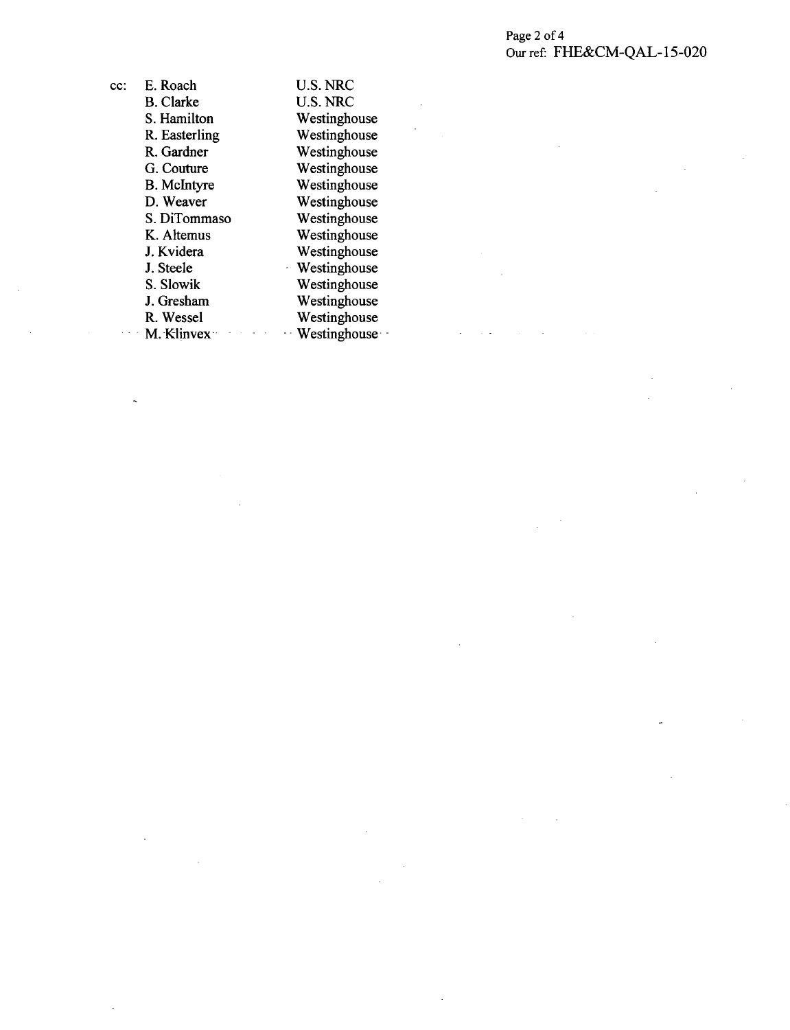Our ref: FHE&CM-QAL-15-020

| cc: | | |
|---|---|---|
| | E. Roach | U.S. NRC |
| | B. Clarke | U.S. NRC |
| | S. Hamilton | Westinghouse |
| | R. Easterling | Westinghouse |
| | R. Gardner | Westinghouse |
| | G. Couture | Westinghouse |
| | B. McIntyre | Westinghouse |
| | D. Weaver | Westinghouse |
| | S. DiTommaso | Westinghouse |
| | K. Altemus | Westinghouse |
| | J. Kvidera | Westinghouse |
| | J. Steele | Westinghouse |
| | S. Slowik | Westinghouse |
| | J. Gresham | Westinghouse |
| | R. Wessel | Westinghouse |
| | M. Klinvex | Westinghouse |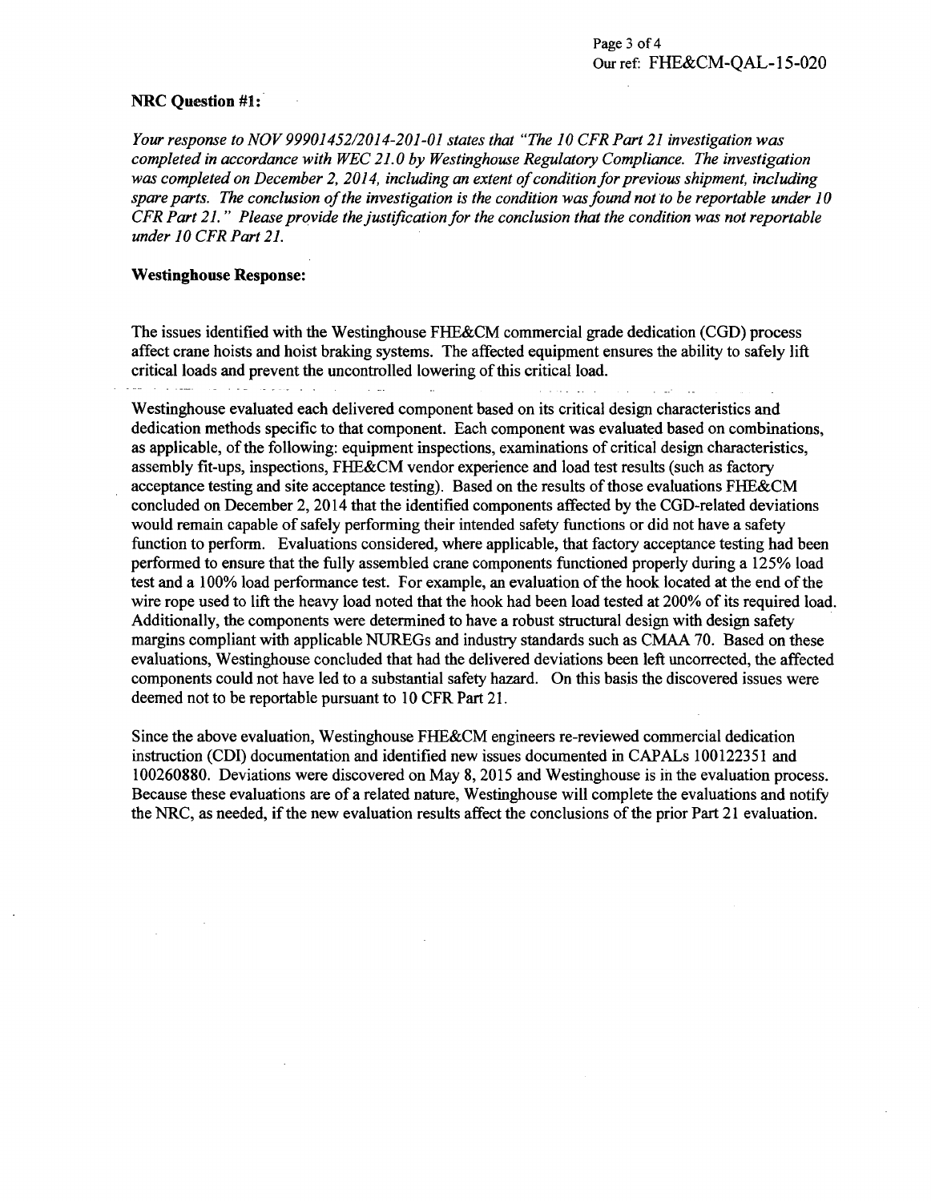**NRC Question #1:**

*Your response to NOV 99901452/2014-201-01 states that "The 10 CFR Part 21 investigation was completed in accordance with WEC 21.0 by Westinghouse Regulatory Compliance. The investigation was completed on December 2, 2014, including an extent of condition for previous shipment, including spare parts. The conclusion of the investigation is the condition was found not to be reportable under 10 CFR Part 21." Please provide the justification for the conclusion that the condition was not reportable under 10 CFR Part 21.*

**Westinghouse Response:**

The issues identified with the Westinghouse FHE&CM commercial grade dedication (CGD) process affect crane hoists and hoist braking systems. The affected equipment ensures the ability to safely lift critical loads and prevent the uncontrolled lowering of this critical load.

Westinghouse evaluated each delivered component based on its critical design characteristics and dedication methods specific to that component. Each component was evaluated based on combinations, as applicable, of the following: equipment inspections, examinations of critical design characteristics, assembly fit-ups, inspections, FHE&CM vendor experience and load test results (such as factory acceptance testing and site acceptance testing). Based on the results of those evaluations FHE&CM concluded on December 2, 2014 that the identified components affected by the CGD-related deviations would remain capable of safely performing their intended safety functions or did not have a safety function to perform. Evaluations considered, where applicable, that factory acceptance testing had been performed to ensure that the fully assembled crane components functioned properly during a 125% load test and a 100% load performance test. For example, an evaluation of the hook located at the end of the wire rope used to lift the heavy load noted that the hook had been load tested at 200% of its required load. Additionally, the components were determined to have a robust structural design with design safety margins compliant with applicable NUREGs and industry standards such as CMAA 70. Based on these evaluations, Westinghouse concluded that had the delivered deviations been left uncorrected, the affected components could not have led to a substantial safety hazard. On this basis the discovered issues were deemed not to be reportable pursuant to 10 CFR Part 21.

Since the above evaluation, Westinghouse FHE&CM engineers re-reviewed commercial dedication instruction (CDI) documentation and identified new issues documented in CAPALs 100122351 and 100260880. Deviations were discovered on May 8, 2015 and Westinghouse is in the evaluation process. Because these evaluations are of a related nature, Westinghouse will complete the evaluations and notify the NRC, as needed, if the new evaluation results affect the conclusions of the prior Part 21 evaluation.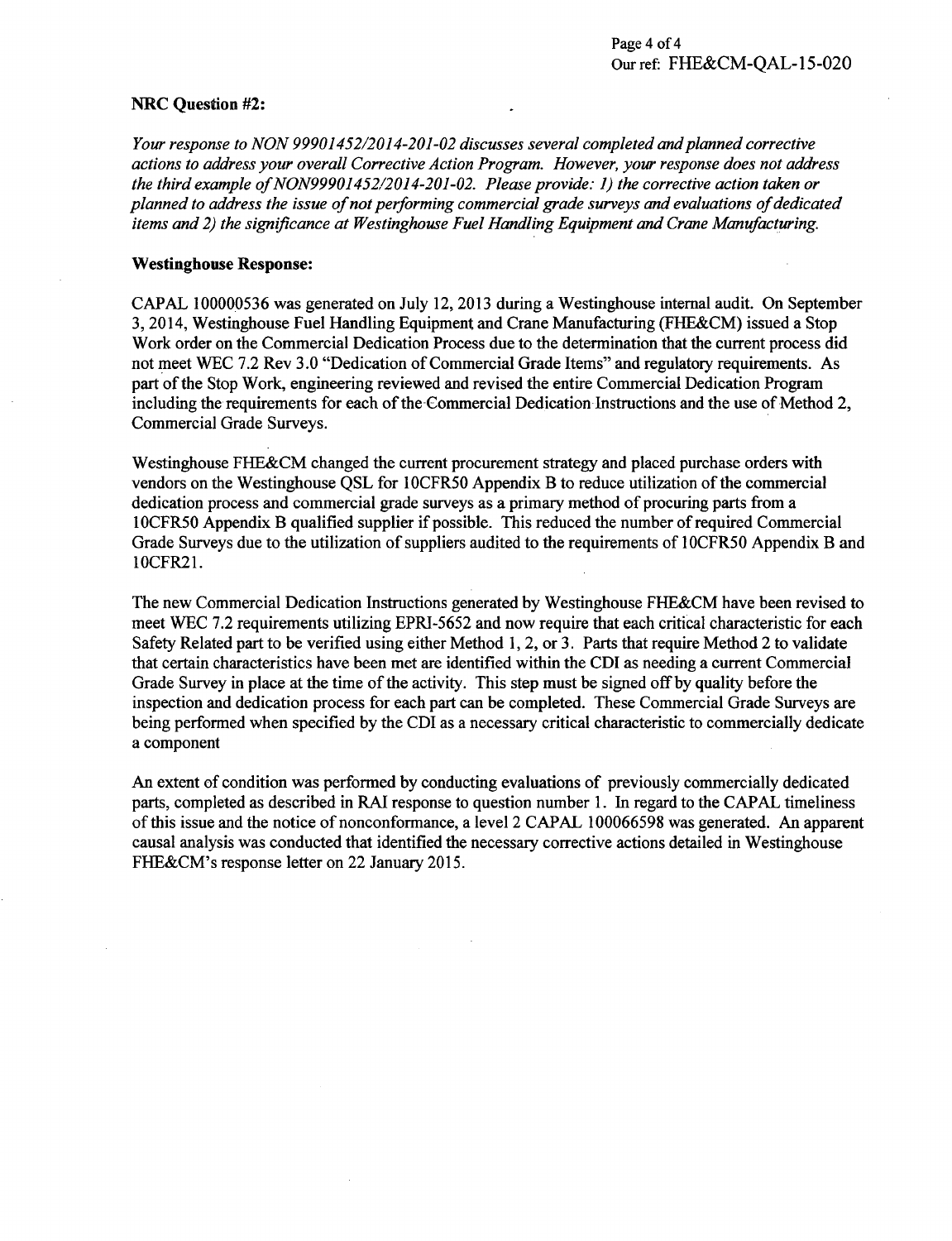**NRC Question #2:**

*Your response to NON 99901452/2014-201-02 discusses several completed and planned corrective actions to address your overall Corrective Action Program. However, your response does not address the third example of NON99901452/2014-201-02. Please provide: 1) the corrective action taken or planned to address the issue of not performing commercial grade surveys and evaluations of dedicated items and 2) the significance at Westinghouse Fuel Handling Equipment and Crane Manufacturing.*

**Westinghouse Response:**

CAPAL 100000536 was generated on July 12, 2013 during a Westinghouse internal audit. On September 3, 2014, Westinghouse Fuel Handling Equipment and Crane Manufacturing (FHE&CM) issued a Stop Work order on the Commercial Dedication Process due to the determination that the current process did not meet WEC 7.2 Rev 3.0 "Dedication of Commercial Grade Items" and regulatory requirements. As part of the Stop Work, engineering reviewed and revised the entire Commercial Dedication Program including the requirements for each of the Commercial Dedication Instructions and the use of Method 2, Commercial Grade Surveys.

Westinghouse FHE&CM changed the current procurement strategy and placed purchase orders with vendors on the Westinghouse QSL for 10CFR50 Appendix B to reduce utilization of the commercial dedication process and commercial grade surveys as a primary method of procuring parts from a 10CFR50 Appendix B qualified supplier if possible. This reduced the number of required Commercial Grade Surveys due to the utilization of suppliers audited to the requirements of 10CFR50 Appendix B and 10CFR21.

The new Commercial Dedication Instructions generated by Westinghouse FHE&CM have been revised to meet WEC 7.2 requirements utilizing EPRI-5652 and now require that each critical characteristic for each Safety Related part to be verified using either Method 1, 2, or 3. Parts that require Method 2 to validate that certain characteristics have been met are identified within the CDI as needing a current Commercial Grade Survey in place at the time of the activity. This step must be signed off by quality before the inspection and dedication process for each part can be completed. These Commercial Grade Surveys are being performed when specified by the CDI as a necessary critical characteristic to commercially dedicate a component

An extent of condition was performed by conducting evaluations of previously commercially dedicated parts, completed as described in RAI response to question number 1. In regard to the CAPAL timeliness of this issue and the notice of nonconformance, a level 2 CAPAL 100066598 was generated. An apparent causal analysis was conducted that identified the necessary corrective actions detailed in Westinghouse FHE&CM's response letter on 22 January 2015.